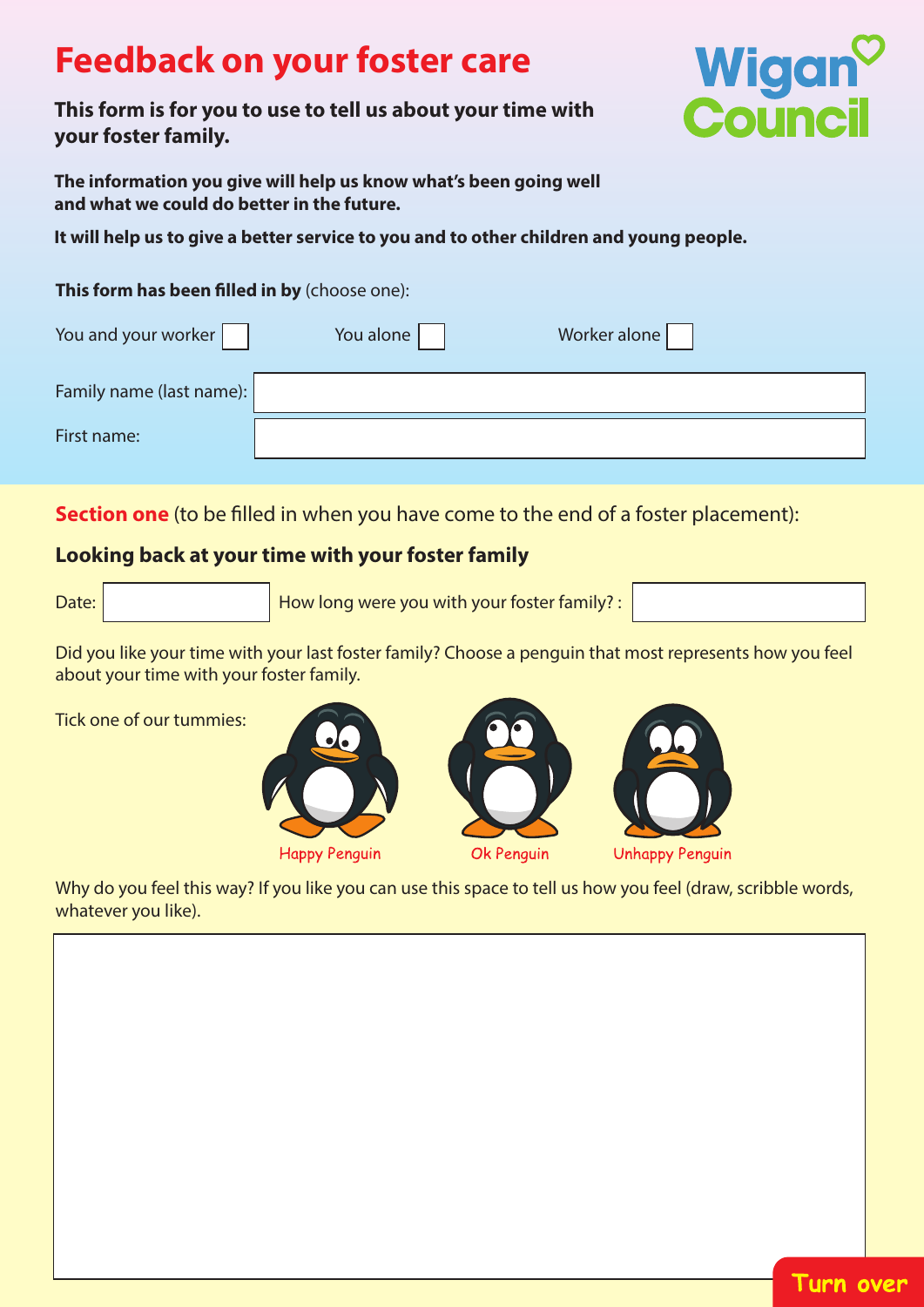# Feedback on your foster care

**This form is for you to use to tell us about your time with your foster family.**

Wigan Council

**The information you give will help us know what's been going well and what we could do better in the future.**

**It will help us to give a better service to you and to other children and young people.**

**This form has been filled in by** (choose one):

You and your worker ☐ You alone ☐ Worker alone ☐

Family name (last name):

First name:

**Section one** (to be filled in when you have come to the end of a foster placement):

## Looking back at your time with your foster family

Date: How long were you with your foster family? :

Did you like your time with your last foster family? Choose a penguin that most represents how you feel about your time with your foster family.

Tick one of our tummies:

Happy Penguin Ok Penguin Unhappy Penguin

Why do you feel this way? If you like you can use this space to tell us how you feel (draw, scribble words, whatever you like).

Turn over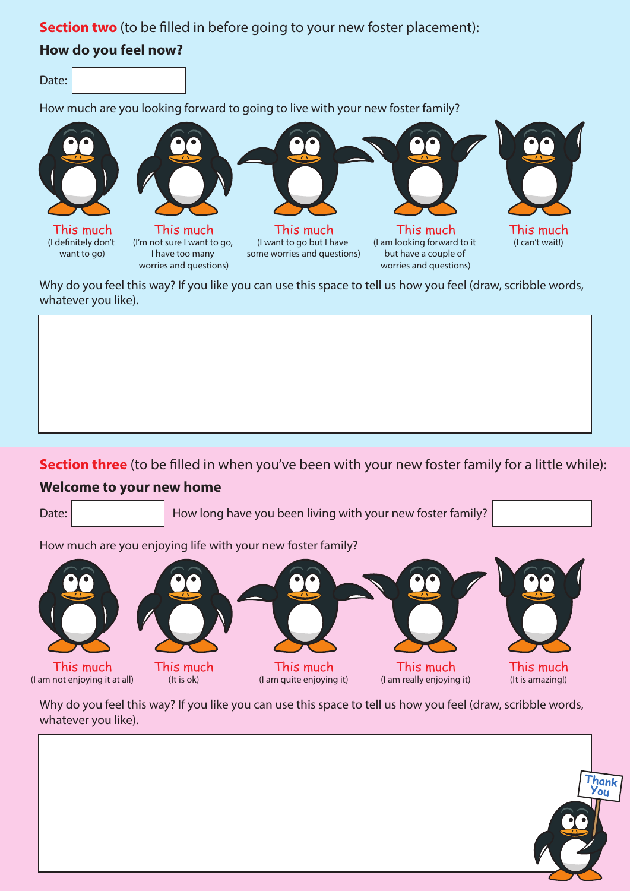**Section two** (to be filled in before going to your new foster placement):

**How do you feel now?**

Date:

How much are you looking forward to going to live with your new foster family?

This much
(I definitely don't want to go)

This much
(I'm not sure I want to go, I have too many worries and questions)

This much
(I want to go but I have some worries and questions)

This much
(I am looking forward to it but have a couple of worries and questions)

This much
(I can't wait!)

Why do you feel this way? If you like you can use this space to tell us how you feel (draw, scribble words, whatever you like).

**Section three** (to be filled in when you've been with your new foster family for a little while):

**Welcome to your new home**

Date: How long have you been living with your new foster family?

How much are you enjoying life with your new foster family?

This much
(I am not enjoying it at all)

This much
(It is ok)

This much
(I am quite enjoying it)

This much
(I am really enjoying it)

This much
(It is amazing!)

Why do you feel this way? If you like you can use this space to tell us how you feel (draw, scribble words, whatever you like).

Thank You